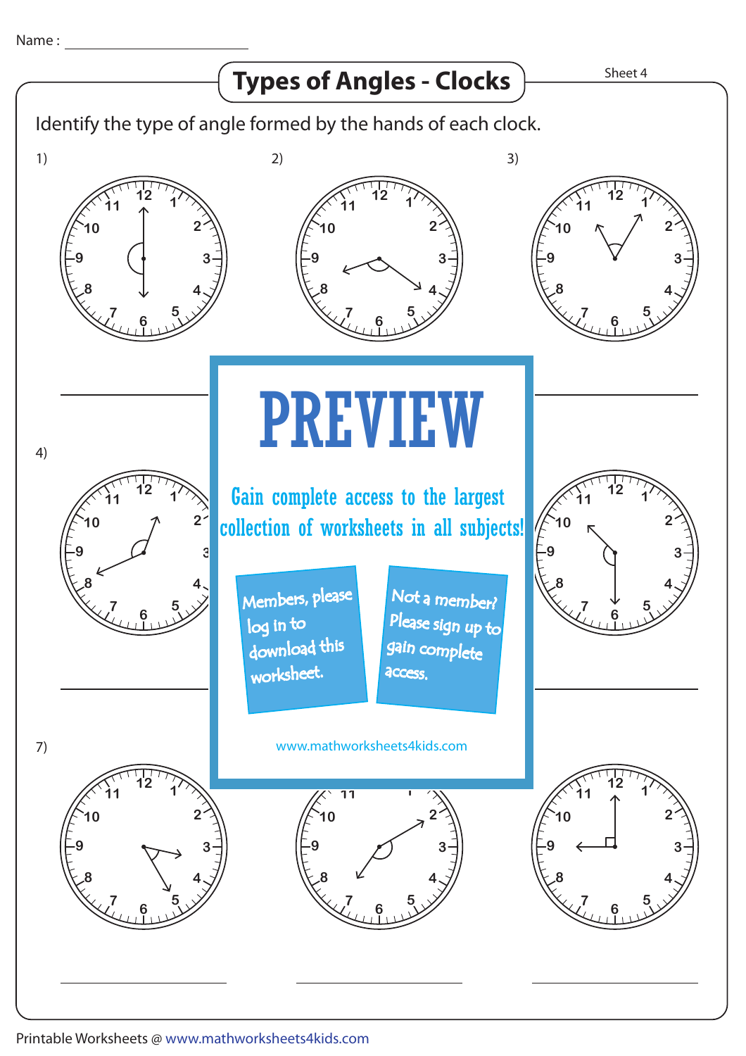Name : ____________________

# Types of Angles - Clocks

Sheet 4

Identify the type of angle formed by the hands of each clock.

1) ____________________

2) ____________________

3) ____________________

4) ____________________

5) ____________________

6) ____________________

7) ____________________

8) ____________________

9) ____________________

PREVIEW

Gain complete access to the largest collection of worksheets in all subjects!

Members, please log in to download this worksheet.

Not a member? Please sign up to gain complete access.

www.mathworksheets4kids.com

Printable Worksheets @ www.mathworksheets4kids.com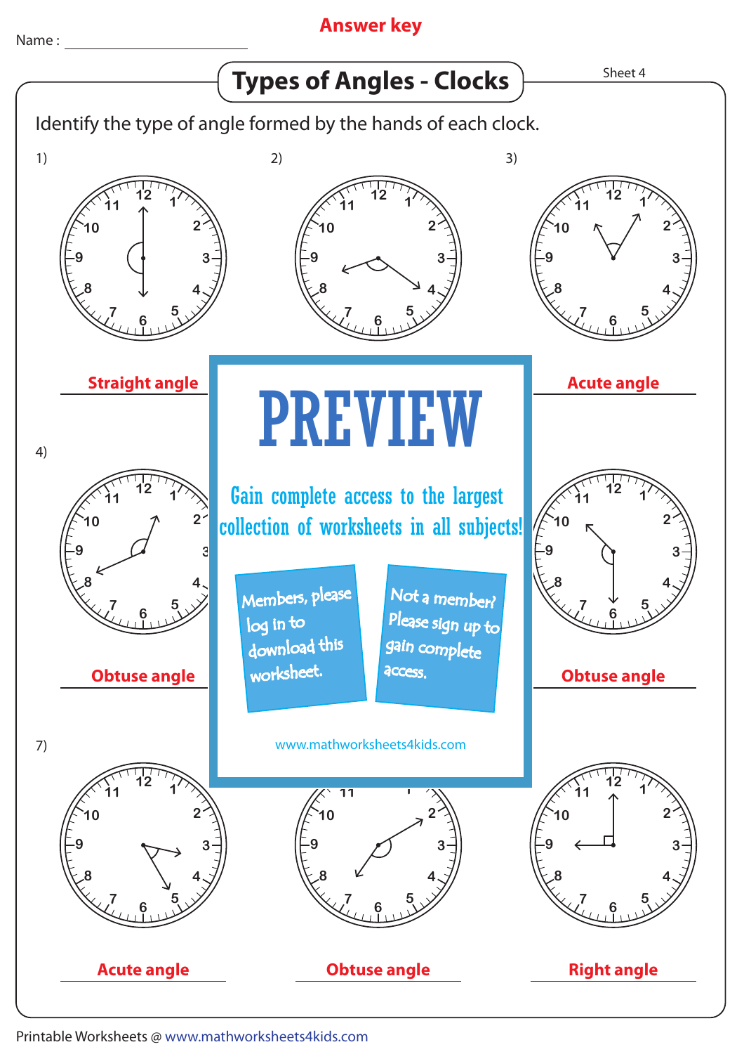Name : ___________________

**Answer key**

# Types of Angles - Clocks

Sheet 4

Identify the type of angle formed by the hands of each clock.

1) **Straight angle**

2)

3) **Acute angle**

4) **Obtuse angle**

5)

6) **Obtuse angle**

7) **Acute angle**

8) **Obtuse angle**

9) **Right angle**

PREVIEW

Gain complete access to the largest collection of worksheets in all subjects!

Members, please log in to download this worksheet.

Not a member? Please sign up to gain complete access.

www.mathworksheets4kids.com

Printable Worksheets @ www.mathworksheets4kids.com